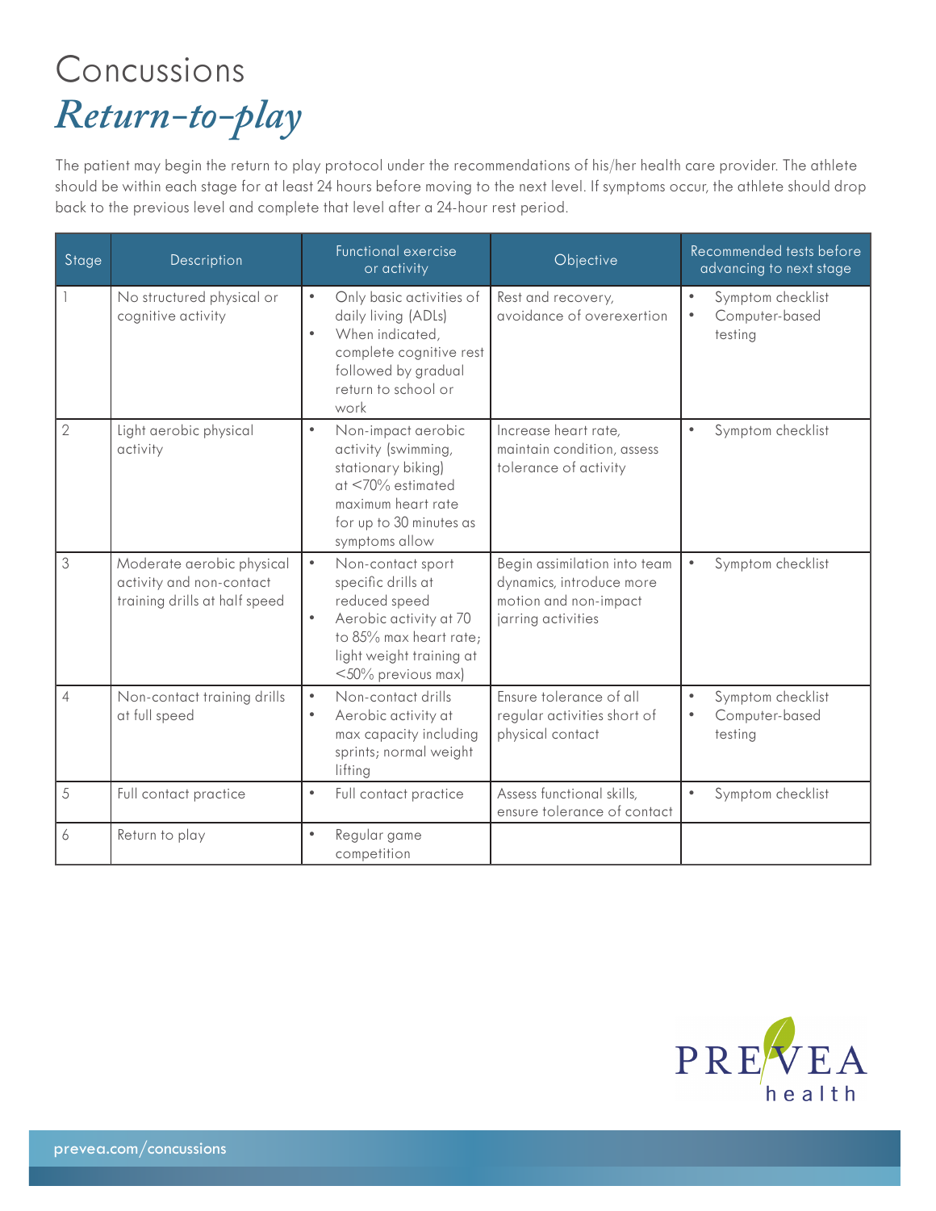# Concussions

## *Return-to-play*

The patient may begin the return to play protocol under the recommendations of his/her health care provider. The athlete should be within each stage for at least 24 hours before moving to the next level. If symptoms occur, the athlete should drop back to the previous level and complete that level after a 24-hour rest period.

| Stage | Description | Functional exercise or activity | Objective | Recommended tests before advancing to next stage |
|---|---|---|---|---|
| 1 | No structured physical or cognitive activity | • Only basic activities of daily living (ADLs)<br>• When indicated, complete cognitive rest followed by gradual return to school or work | Rest and recovery, avoidance of overexertion | • Symptom checklist<br>• Computer-based testing |
| 2 | Light aerobic physical activity | • Non-impact aerobic activity (swimming, stationary biking) at <70% estimated maximum heart rate for up to 30 minutes as symptoms allow | Increase heart rate, maintain condition, assess tolerance of activity | • Symptom checklist |
| 3 | Moderate aerobic physical activity and non-contact training drills at half speed | • Non-contact sport specific drills at reduced speed<br>• Aerobic activity at 70 to 85% max heart rate; light weight training at <50% previous max) | Begin assimilation into team dynamics, introduce more motion and non-impact jarring activities | • Symptom checklist |
| 4 | Non-contact training drills at full speed | • Non-contact drills<br>• Aerobic activity at max capacity including sprints; normal weight lifting | Ensure tolerance of all regular activities short of physical contact | • Symptom checklist<br>• Computer-based testing |
| 5 | Full contact practice | • Full contact practice | Assess functional skills, ensure tolerance of contact | • Symptom checklist |
| 6 | Return to play | • Regular game competition | | |

PREVEA health

prevea.com/concussions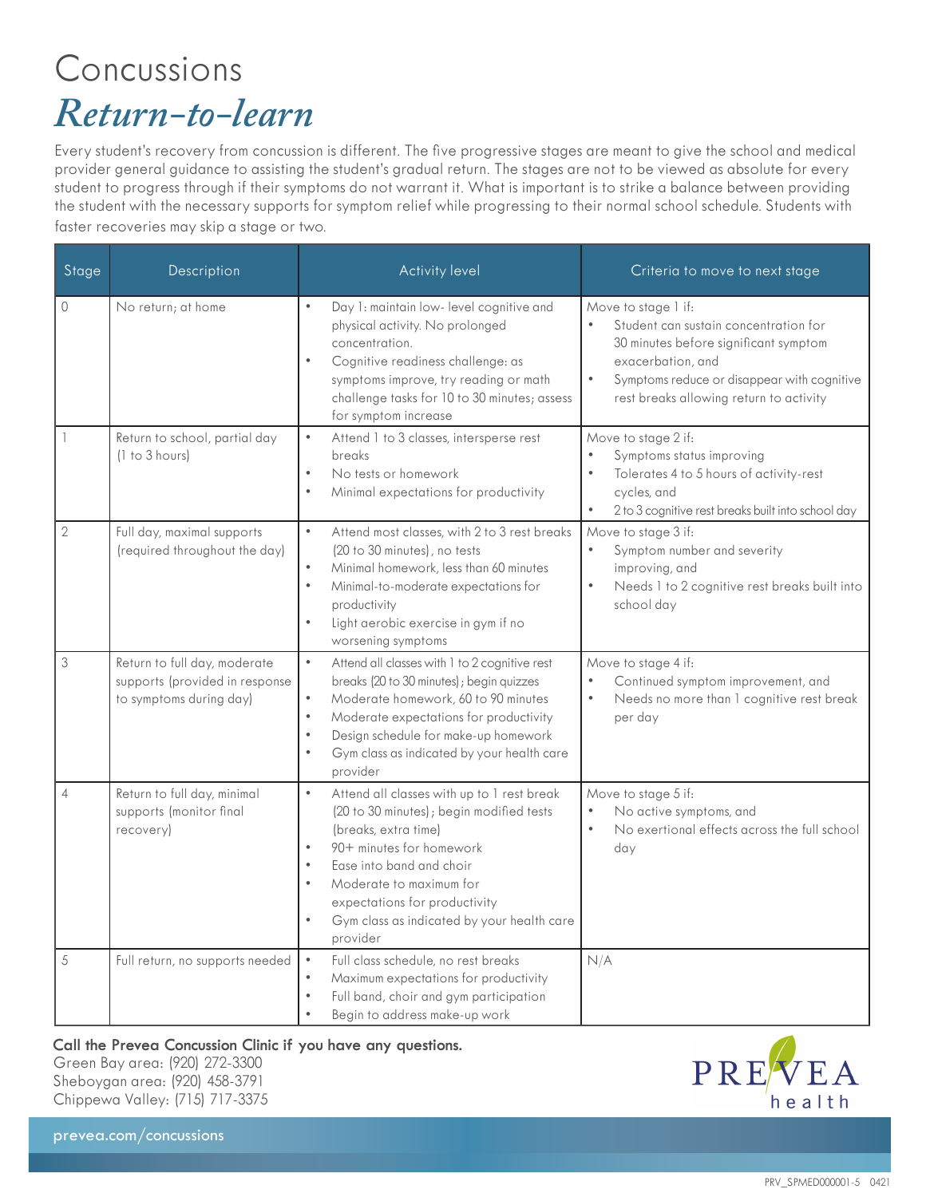# Concussions

## *Return-to-learn*

Every student's recovery from concussion is different. The five progressive stages are meant to give the school and medical provider general guidance to assisting the student's gradual return. The stages are not to be viewed as absolute for every student to progress through if their symptoms do not warrant it. What is important is to strike a balance between providing the student with the necessary supports for symptom relief while progressing to their normal school schedule. Students with faster recoveries may skip a stage or two.

| Stage | Description | Activity level | Criteria to move to next stage |
|---|---|---|---|
| 0 | No return; at home | • Day 1: maintain low- level cognitive and physical activity. No prolonged concentration.<br>• Cognitive readiness challenge: as symptoms improve, try reading or math challenge tasks for 10 to 30 minutes; assess for symptom increase | Move to stage 1 if:<br>• Student can sustain concentration for 30 minutes before significant symptom exacerbation, and<br>• Symptoms reduce or disappear with cognitive rest breaks allowing return to activity |
| 1 | Return to school, partial day (1 to 3 hours) | • Attend 1 to 3 classes, intersperse rest breaks<br>• No tests or homework<br>• Minimal expectations for productivity | Move to stage 2 if:<br>• Symptoms status improving<br>• Tolerates 4 to 5 hours of activity-rest cycles, and<br>• 2 to 3 cognitive rest breaks built into school day |
| 2 | Full day, maximal supports (required throughout the day) | • Attend most classes, with 2 to 3 rest breaks (20 to 30 minutes), no tests<br>• Minimal homework, less than 60 minutes<br>• Minimal-to-moderate expectations for productivity<br>• Light aerobic exercise in gym if no worsening symptoms | Move to stage 3 if:<br>• Symptom number and severity improving, and<br>• Needs 1 to 2 cognitive rest breaks built into school day |
| 3 | Return to full day, moderate supports (provided in response to symptoms during day) | • Attend all classes with 1 to 2 cognitive rest breaks (20 to 30 minutes); begin quizzes<br>• Moderate homework, 60 to 90 minutes<br>• Moderate expectations for productivity<br>• Design schedule for make-up homework<br>• Gym class as indicated by your health care provider | Move to stage 4 if:<br>• Continued symptom improvement, and<br>• Needs no more than 1 cognitive rest break per day |
| 4 | Return to full day, minimal supports (monitor final recovery) | • Attend all classes with up to 1 rest break (20 to 30 minutes); begin modified tests (breaks, extra time)<br>• 90+ minutes for homework<br>• Ease into band and choir<br>• Moderate to maximum for expectations for productivity<br>• Gym class as indicated by your health care provider | Move to stage 5 if:<br>• No active symptoms, and<br>• No exertional effects across the full school day |
| 5 | Full return, no supports needed | • Full class schedule, no rest breaks<br>• Maximum expectations for productivity<br>• Full band, choir and gym participation<br>• Begin to address make-up work | N/A |

**Call the Prevea Concussion Clinic if you have any questions.**
Green Bay area: (920) 272-3300
Sheboygan area: (920) 458-3791
Chippewa Valley: (715) 717-3375

PREVEA health

prevea.com/concussions

PRV_SPMED000001-5 0421